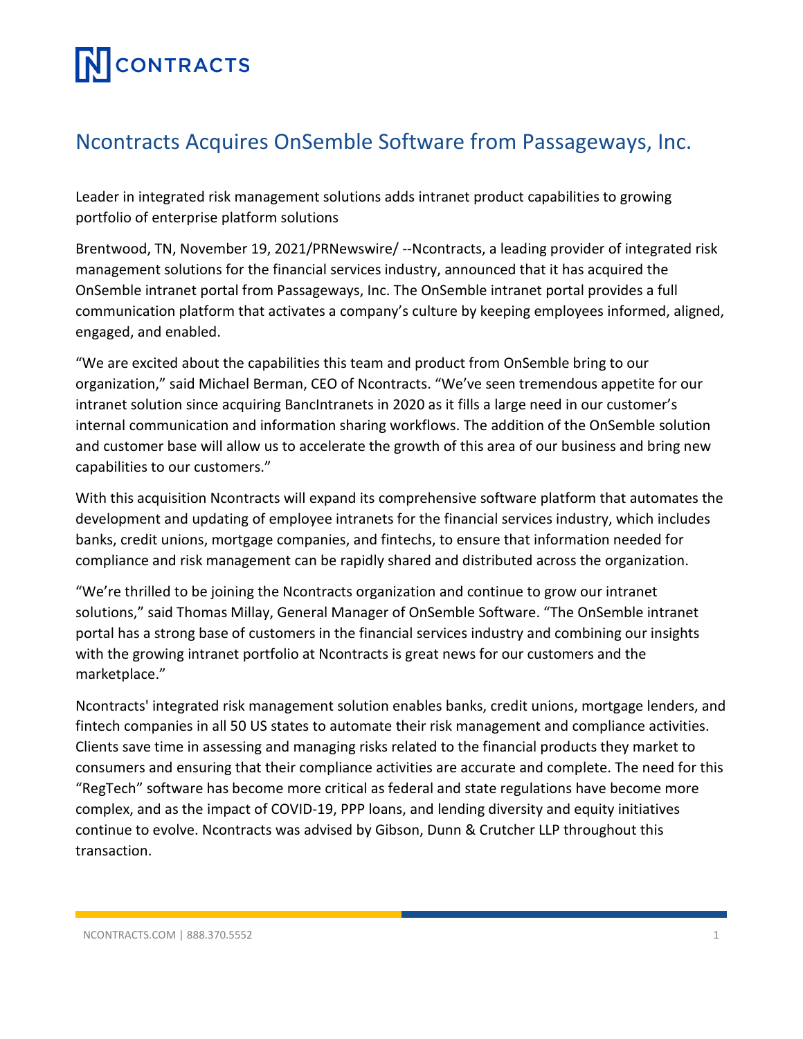# Ncontracts Acquires OnSemble Software from Passageways, Inc.

Leader in integrated risk management solutions adds intranet product capabilities to growing portfolio of enterprise platform solutions

Brentwood, TN, November 19, 2021/PRNewswire/ --Ncontracts, a leading provider of integrated risk management solutions for the financial services industry, announced that it has acquired the OnSemble intranet portal from Passageways, Inc. The OnSemble intranet portal provides a full communication platform that activates a company's culture by keeping employees informed, aligned, engaged, and enabled.

"We are excited about the capabilities this team and product from OnSemble bring to our organization," said Michael Berman, CEO of Ncontracts. "We've seen tremendous appetite for our intranet solution since acquiring BancIntranets in 2020 as it fills a large need in our customer's internal communication and information sharing workflows. The addition of the OnSemble solution and customer base will allow us to accelerate the growth of this area of our business and bring new capabilities to our customers."

With this acquisition Ncontracts will expand its comprehensive software platform that automates the development and updating of employee intranets for the financial services industry, which includes banks, credit unions, mortgage companies, and fintechs, to ensure that information needed for compliance and risk management can be rapidly shared and distributed across the organization.

"We're thrilled to be joining the Ncontracts organization and continue to grow our intranet solutions," said Thomas Millay, General Manager of OnSemble Software. "The OnSemble intranet portal has a strong base of customers in the financial services industry and combining our insights with the growing intranet portfolio at Ncontracts is great news for our customers and the marketplace."

Ncontracts' integrated risk management solution enables banks, credit unions, mortgage lenders, and fintech companies in all 50 US states to automate their risk management and compliance activities. Clients save time in assessing and managing risks related to the financial products they market to consumers and ensuring that their compliance activities are accurate and complete. The need for this "RegTech" software has become more critical as federal and state regulations have become more complex, and as the impact of COVID-19, PPP loans, and lending diversity and equity initiatives continue to evolve. Ncontracts was advised by Gibson, Dunn & Crutcher LLP throughout this transaction.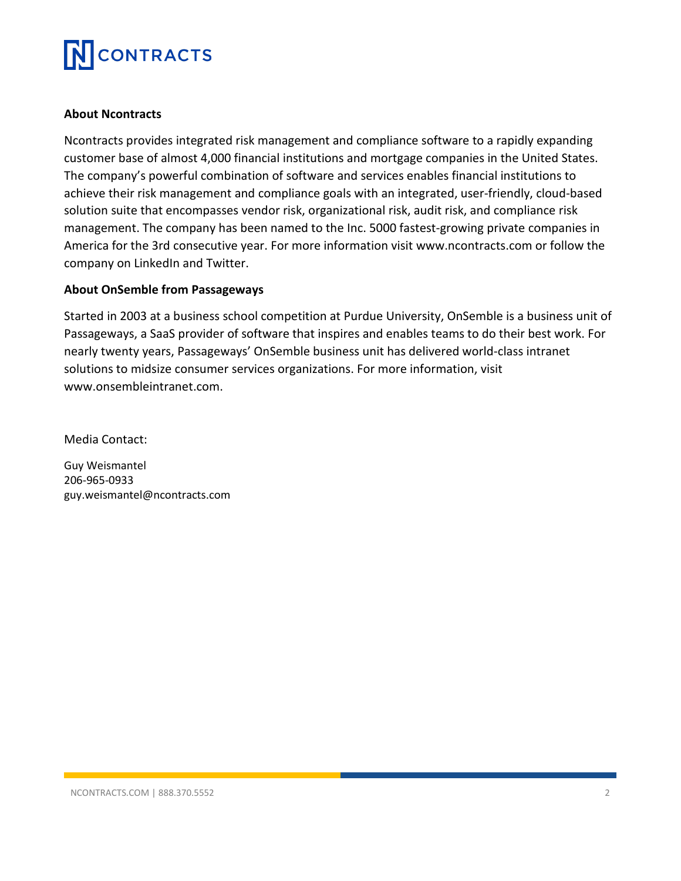**About Ncontracts**

Ncontracts provides integrated risk management and compliance software to a rapidly expanding customer base of almost 4,000 financial institutions and mortgage companies in the United States. The company's powerful combination of software and services enables financial institutions to achieve their risk management and compliance goals with an integrated, user-friendly, cloud-based solution suite that encompasses vendor risk, organizational risk, audit risk, and compliance risk management. The company has been named to the Inc. 5000 fastest-growing private companies in America for the 3rd consecutive year. For more information visit www.ncontracts.com or follow the company on LinkedIn and Twitter.

**About OnSemble from Passageways**

Started in 2003 at a business school competition at Purdue University, OnSemble is a business unit of Passageways, a SaaS provider of software that inspires and enables teams to do their best work. For nearly twenty years, Passageways' OnSemble business unit has delivered world-class intranet solutions to midsize consumer services organizations. For more information, visit www.onsembleintranet.com.

Media Contact:

Guy Weismantel
206-965-0933
guy.weismantel@ncontracts.com